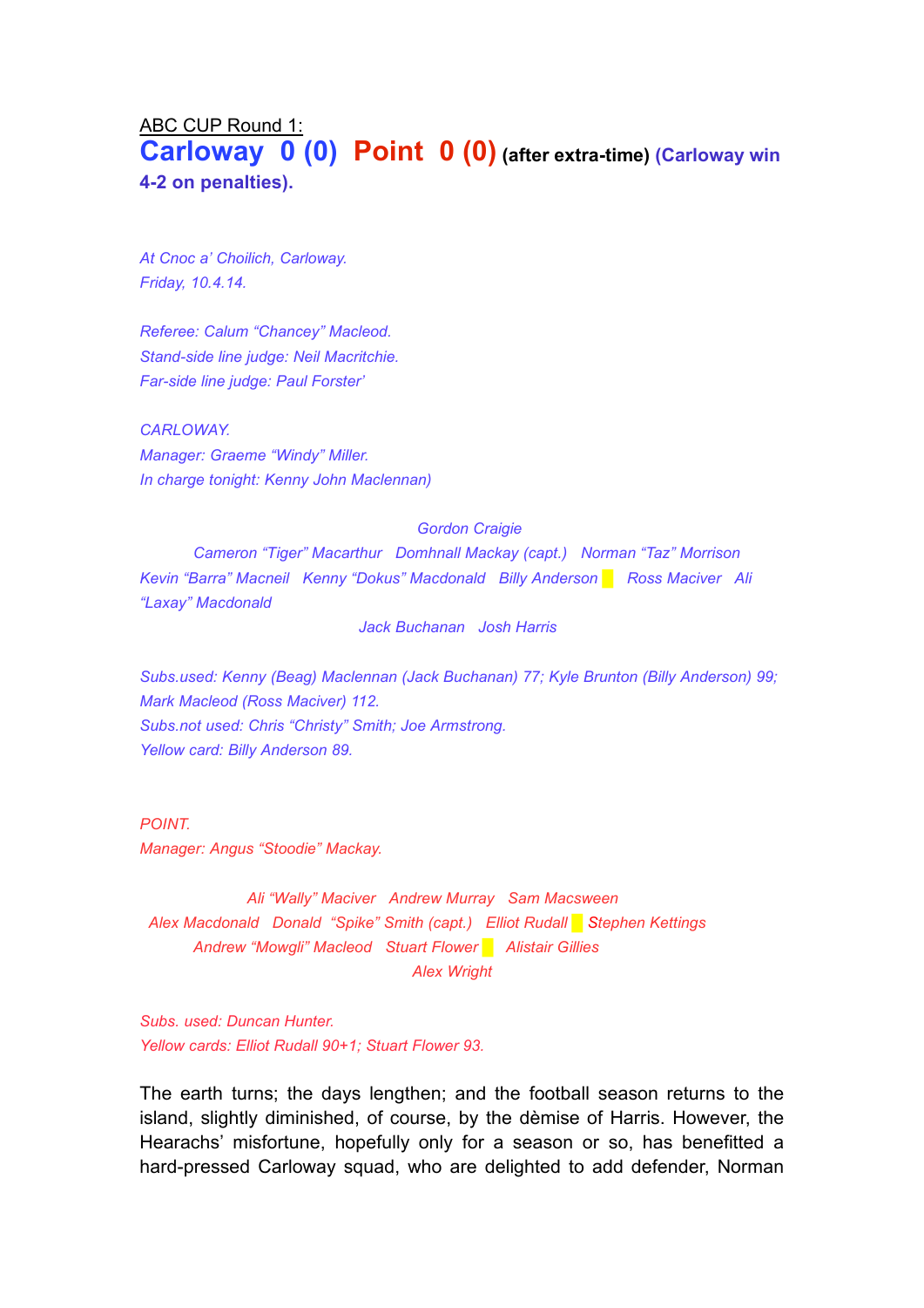ABC CUP Round 1:

# Carloway 0 (0) Point 0 (0) (after extra-time) (Carloway win 4-2 on penalties).

*At Cnoc a' Choilich, Carloway.*
*Friday, 10.4.14.*

*Referee: Calum "Chancey" Macleod.*
*Stand-side line judge: Neil Macritchie.*
*Far-side line judge: Paul Forster'*

*CARLOWAY.*
*Manager: Graeme "Windy" Miller.*
*In charge tonight: Kenny John Maclennan)*

*Gordon Craigie*

*Cameron "Tiger" Macarthur   Domhnall Mackay (capt.)   Norman "Taz" Morrison*

*Kevin "Barra" Macneil   Kenny "Dokus" Macdonald   Billy Anderson   Ross Maciver   Ali "Laxay" Macdonald*

*Jack Buchanan   Josh Harris*

*Subs.used: Kenny (Beag) Maclennan (Jack Buchanan) 77; Kyle Brunton (Billy Anderson) 99; Mark Macleod (Ross Maciver) 112.*
*Subs.not used: Chris "Christy" Smith; Joe Armstrong.*
*Yellow card: Billy Anderson 89.*

*POINT.*
*Manager: Angus "Stoodie" Mackay.*

*Ali "Wally" Maciver   Andrew Murray   Sam Macsween*

*Alex Macdonald   Donald "Spike" Smith (capt.)   Elliot Rudall   Stephen Kettings*

*Andrew "Mowgli" Macleod   Stuart Flower   Alistair Gillies*

*Alex Wright*

*Subs. used: Duncan Hunter.*
*Yellow cards: Elliot Rudall 90+1; Stuart Flower 93.*

The earth turns; the days lengthen; and the football season returns to the island, slightly diminished, of course, by the dèmise of Harris. However, the Hearachs' misfortune, hopefully only for a season or so, has benefitted a hard-pressed Carloway squad, who are delighted to add defender, Norman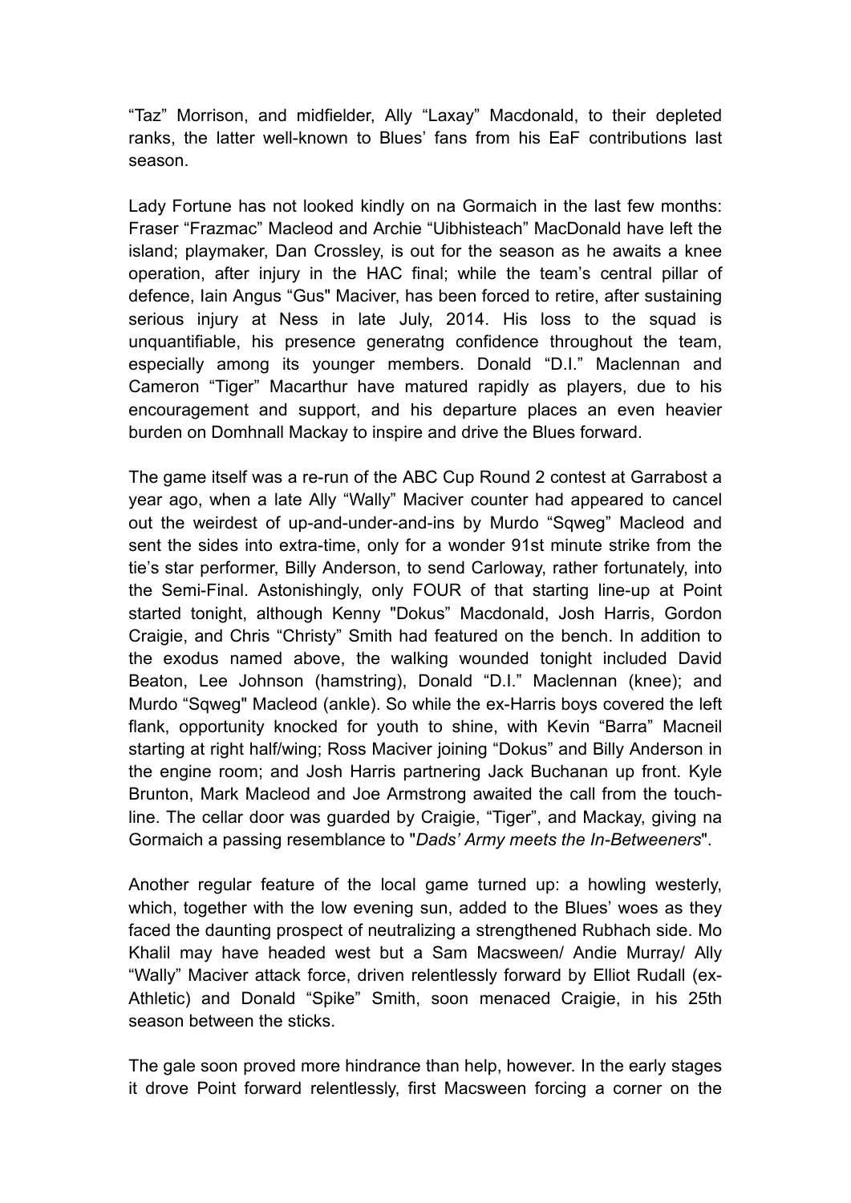"Taz" Morrison, and midfielder, Ally "Laxay" Macdonald, to their depleted ranks, the latter well-known to Blues' fans from his EaF contributions last season.

Lady Fortune has not looked kindly on na Gormaich in the last few months: Fraser "Frazmac" Macleod and Archie "Uibhisteach" MacDonald have left the island; playmaker, Dan Crossley, is out for the season as he awaits a knee operation, after injury in the HAC final; while the team's central pillar of defence, Iain Angus "Gus" Maciver, has been forced to retire, after sustaining serious injury at Ness in late July, 2014. His loss to the squad is unquantifiable, his presence generatng confidence throughout the team, especially among its younger members. Donald "D.I." Maclennan and Cameron "Tiger" Macarthur have matured rapidly as players, due to his encouragement and support, and his departure places an even heavier burden on Domhnall Mackay to inspire and drive the Blues forward.

The game itself was a re-run of the ABC Cup Round 2 contest at Garrabost a year ago, when a late Ally "Wally" Maciver counter had appeared to cancel out the weirdest of up-and-under-and-ins by Murdo "Sqweg" Macleod and sent the sides into extra-time, only for a wonder 91st minute strike from the tie's star performer, Billy Anderson, to send Carloway, rather fortunately, into the Semi-Final. Astonishingly, only FOUR of that starting line-up at Point started tonight, although Kenny "Dokus" Macdonald, Josh Harris, Gordon Craigie, and Chris "Christy" Smith had featured on the bench. In addition to the exodus named above, the walking wounded tonight included David Beaton, Lee Johnson (hamstring), Donald "D.I." Maclennan (knee); and Murdo "Sqweg" Macleod (ankle). So while the ex-Harris boys covered the left flank, opportunity knocked for youth to shine, with Kevin "Barra" Macneil starting at right half/wing; Ross Maciver joining "Dokus" and Billy Anderson in the engine room; and Josh Harris partnering Jack Buchanan up front. Kyle Brunton, Mark Macleod and Joe Armstrong awaited the call from the touch-line. The cellar door was guarded by Craigie, "Tiger", and Mackay, giving na Gormaich a passing resemblance to "*Dads' Army meets the In-Betweeners*".

Another regular feature of the local game turned up: a howling westerly, which, together with the low evening sun, added to the Blues' woes as they faced the daunting prospect of neutralizing a strengthened Rubhach side. Mo Khalil may have headed west but a Sam Macsween/ Andie Murray/ Ally "Wally" Maciver attack force, driven relentlessly forward by Elliot Rudall (ex-Athletic) and Donald "Spike" Smith, soon menaced Craigie, in his 25th season between the sticks.

The gale soon proved more hindrance than help, however. In the early stages it drove Point forward relentlessly, first Macsween forcing a corner on the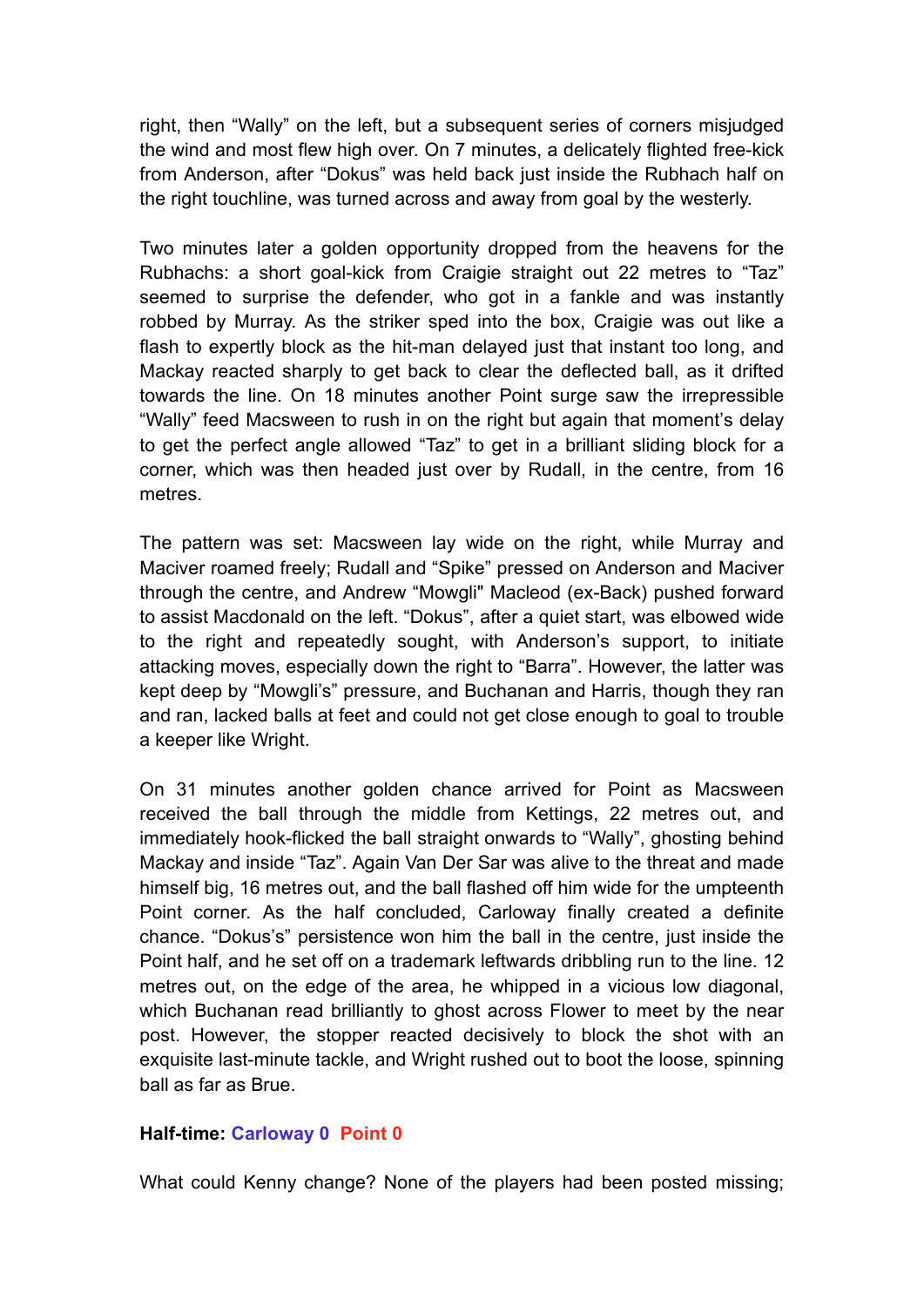right, then "Wally" on the left, but a subsequent series of corners misjudged the wind and most flew high over. On 7 minutes, a delicately flighted free-kick from Anderson, after "Dokus" was held back just inside the Rubhach half on the right touchline, was turned across and away from goal by the westerly.

Two minutes later a golden opportunity dropped from the heavens for the Rubhachs: a short goal-kick from Craigie straight out 22 metres to "Taz" seemed to surprise the defender, who got in a fankle and was instantly robbed by Murray. As the striker sped into the box, Craigie was out like a flash to expertly block as the hit-man delayed just that instant too long, and Mackay reacted sharply to get back to clear the deflected ball, as it drifted towards the line. On 18 minutes another Point surge saw the irrepressible "Wally" feed Macsween to rush in on the right but again that moment's delay to get the perfect angle allowed "Taz" to get in a brilliant sliding block for a corner, which was then headed just over by Rudall, in the centre, from 16 metres.

The pattern was set: Macsween lay wide on the right, while Murray and Maciver roamed freely; Rudall and "Spike" pressed on Anderson and Maciver through the centre, and Andrew "Mowgli" Macleod (ex-Back) pushed forward to assist Macdonald on the left. "Dokus", after a quiet start, was elbowed wide to the right and repeatedly sought, with Anderson's support, to initiate attacking moves, especially down the right to "Barra". However, the latter was kept deep by "Mowgli's" pressure, and Buchanan and Harris, though they ran and ran, lacked balls at feet and could not get close enough to goal to trouble a keeper like Wright.

On 31 minutes another golden chance arrived for Point as Macsween received the ball through the middle from Kettings, 22 metres out, and immediately hook-flicked the ball straight onwards to "Wally", ghosting behind Mackay and inside "Taz". Again Van Der Sar was alive to the threat and made himself big, 16 metres out, and the ball flashed off him wide for the umpteenth Point corner. As the half concluded, Carloway finally created a definite chance. "Dokus's" persistence won him the ball in the centre, just inside the Point half, and he set off on a trademark leftwards dribbling run to the line. 12 metres out, on the edge of the area, he whipped in a vicious low diagonal, which Buchanan read brilliantly to ghost across Flower to meet by the near post. However, the stopper reacted decisively to block the shot with an exquisite last-minute tackle, and Wright rushed out to boot the loose, spinning ball as far as Brue.

**Half-time: Carloway 0 Point 0**

What could Kenny change? None of the players had been posted missing;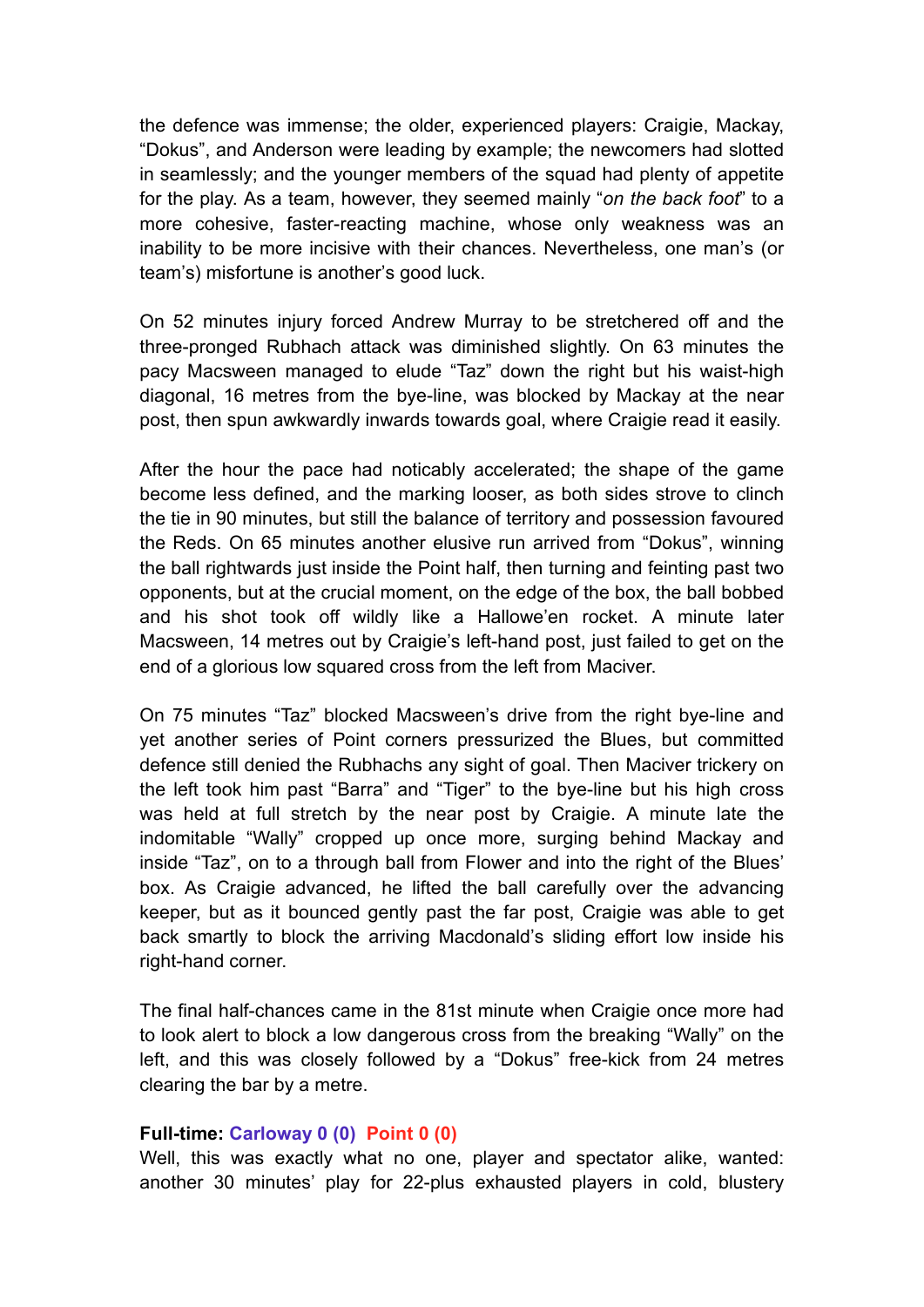the defence was immense; the older, experienced players: Craigie, Mackay, "Dokus", and Anderson were leading by example; the newcomers had slotted in seamlessly; and the younger members of the squad had plenty of appetite for the play. As a team, however, they seemed mainly "*on the back foot*" to a more cohesive, faster-reacting machine, whose only weakness was an inability to be more incisive with their chances. Nevertheless, one man's (or team's) misfortune is another's good luck.

On 52 minutes injury forced Andrew Murray to be stretchered off and the three-pronged Rubhach attack was diminished slightly. On 63 minutes the pacy Macsween managed to elude "Taz" down the right but his waist-high diagonal, 16 metres from the bye-line, was blocked by Mackay at the near post, then spun awkwardly inwards towards goal, where Craigie read it easily.

After the hour the pace had noticably accelerated; the shape of the game become less defined, and the marking looser, as both sides strove to clinch the tie in 90 minutes, but still the balance of territory and possession favoured the Reds. On 65 minutes another elusive run arrived from "Dokus", winning the ball rightwards just inside the Point half, then turning and feinting past two opponents, but at the crucial moment, on the edge of the box, the ball bobbed and his shot took off wildly like a Hallowe'en rocket. A minute later Macsween, 14 metres out by Craigie's left-hand post, just failed to get on the end of a glorious low squared cross from the left from Maciver.

On 75 minutes "Taz" blocked Macsween's drive from the right bye-line and yet another series of Point corners pressurized the Blues, but committed defence still denied the Rubhachs any sight of goal. Then Maciver trickery on the left took him past "Barra" and "Tiger" to the bye-line but his high cross was held at full stretch by the near post by Craigie. A minute late the indomitable "Wally" cropped up once more, surging behind Mackay and inside "Taz", on to a through ball from Flower and into the right of the Blues' box. As Craigie advanced, he lifted the ball carefully over the advancing keeper, but as it bounced gently past the far post, Craigie was able to get back smartly to block the arriving Macdonald's sliding effort low inside his right-hand corner.

The final half-chances came in the 81st minute when Craigie once more had to look alert to block a low dangerous cross from the breaking "Wally" on the left, and this was closely followed by a "Dokus" free-kick from 24 metres clearing the bar by a metre.

**Full-time: Carloway 0 (0) Point 0 (0)**
Well, this was exactly what no one, player and spectator alike, wanted: another 30 minutes' play for 22-plus exhausted players in cold, blustery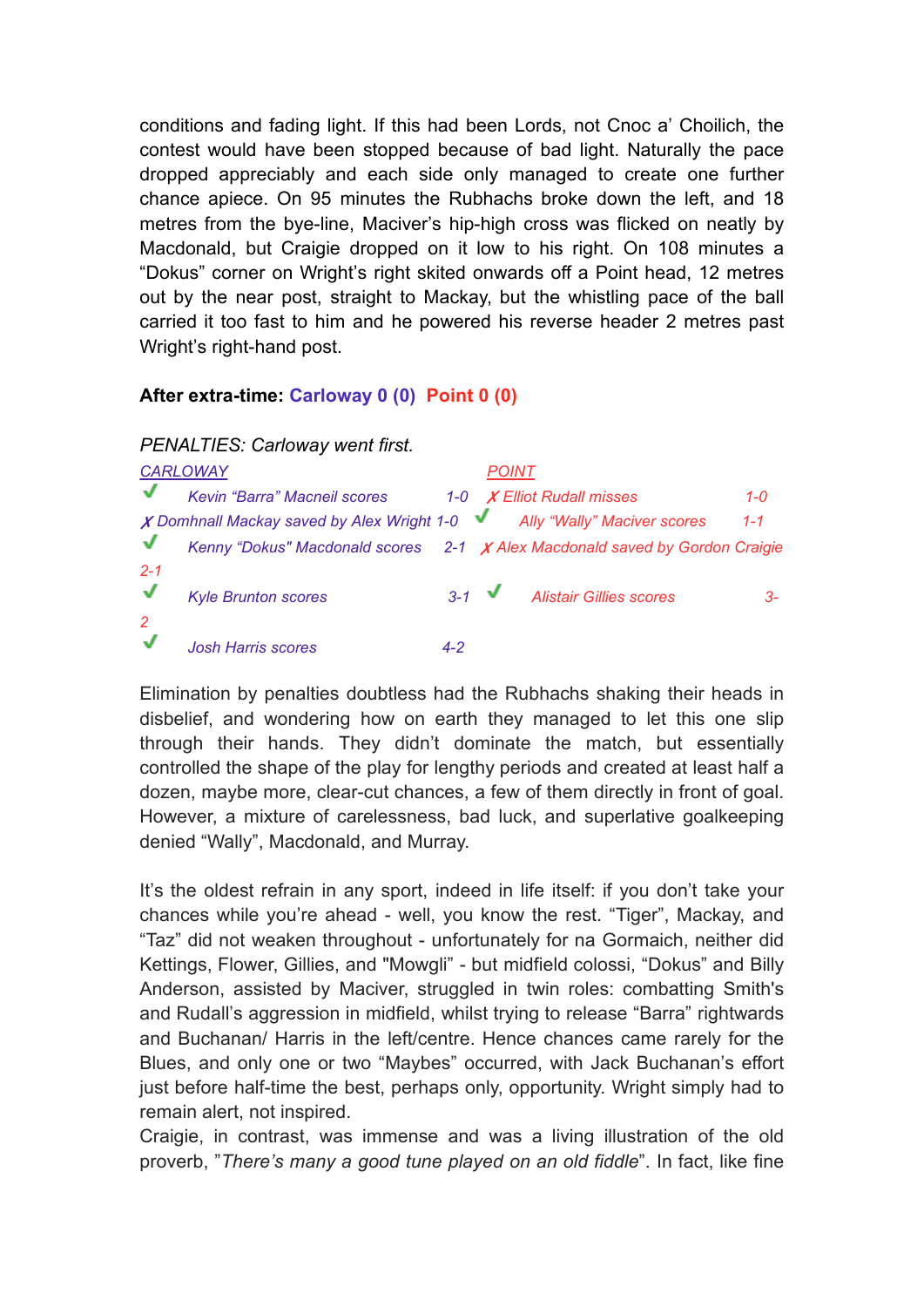conditions and fading light. If this had been Lords, not Cnoc a' Choilich, the contest would have been stopped because of bad light. Naturally the pace dropped appreciably and each side only managed to create one further chance apiece. On 95 minutes the Rubhachs broke down the left, and 18 metres from the bye-line, Maciver's hip-high cross was flicked on neatly by Macdonald, but Craigie dropped on it low to his right. On 108 minutes a "Dokus" corner on Wright's right skited onwards off a Point head, 12 metres out by the near post, straight to Mackay, but the whistling pace of the ball carried it too fast to him and he powered his reverse header 2 metres past Wright's right-hand post.

**After extra-time: Carloway 0 (0) Point 0 (0)**

*PENALTIES: Carloway went first.*

| CARLOWAY | | POINT | |
|---|---|---|---|
| ✓ Kevin "Barra" Macneil scores | 1-0 | ✗ Elliot Rudall misses | 1-0 |
| ✗ Domhnall Mackay saved by Alex Wright | 1-0 | ✓ Ally "Wally" Maciver scores | 1-1 |
| ✓ Kenny "Dokus" Macdonald scores | 2-1 | ✗ Alex Macdonald saved by Gordon Craigie | 2-1 |
| ✓ Kyle Brunton scores | 3-1 | ✓ Alistair Gillies scores | 3-2 |
| ✓ Josh Harris scores | 4-2 | | |

Elimination by penalties doubtless had the Rubhachs shaking their heads in disbelief, and wondering how on earth they managed to let this one slip through their hands. They didn't dominate the match, but essentially controlled the shape of the play for lengthy periods and created at least half a dozen, maybe more, clear-cut chances, a few of them directly in front of goal. However, a mixture of carelessness, bad luck, and superlative goalkeeping denied "Wally", Macdonald, and Murray.

It's the oldest refrain in any sport, indeed in life itself: if you don't take your chances while you're ahead - well, you know the rest. "Tiger", Mackay, and "Taz" did not weaken throughout - unfortunately for na Gormaich, neither did Kettings, Flower, Gillies, and "Mowgli" - but midfield colossi, "Dokus" and Billy Anderson, assisted by Maciver, struggled in twin roles: combatting Smith's and Rudall's aggression in midfield, whilst trying to release "Barra" rightwards and Buchanan/ Harris in the left/centre. Hence chances came rarely for the Blues, and only one or two "Maybes" occurred, with Jack Buchanan's effort just before half-time the best, perhaps only, opportunity. Wright simply had to remain alert, not inspired.

Craigie, in contrast, was immense and was a living illustration of the old proverb, "*There's many a good tune played on an old fiddle*". In fact, like fine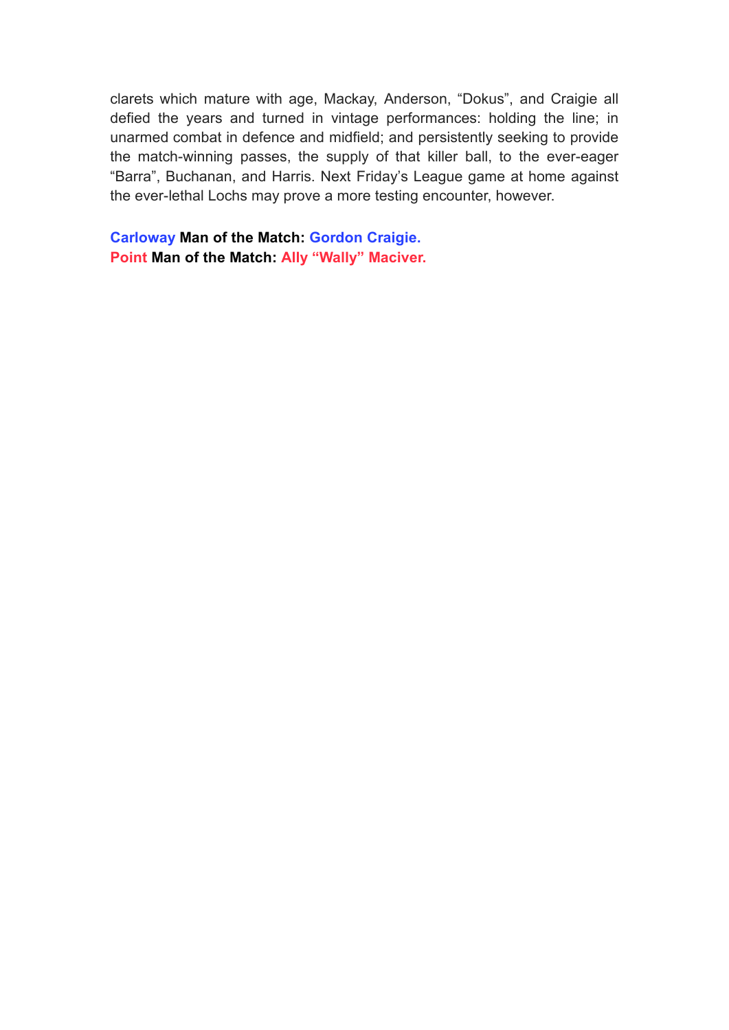clarets which mature with age, Mackay, Anderson, “Dokus”, and Craigie all defied the years and turned in vintage performances: holding the line; in unarmed combat in defence and midfield; and persistently seeking to provide the match-winning passes, the supply of that killer ball, to the ever-eager “Barra”, Buchanan, and Harris. Next Friday’s League game at home against the ever-lethal Lochs may prove a more testing encounter, however.

**Carloway Man of the Match: Gordon Craigie.**
**Point Man of the Match: Ally “Wally” Maciver.**